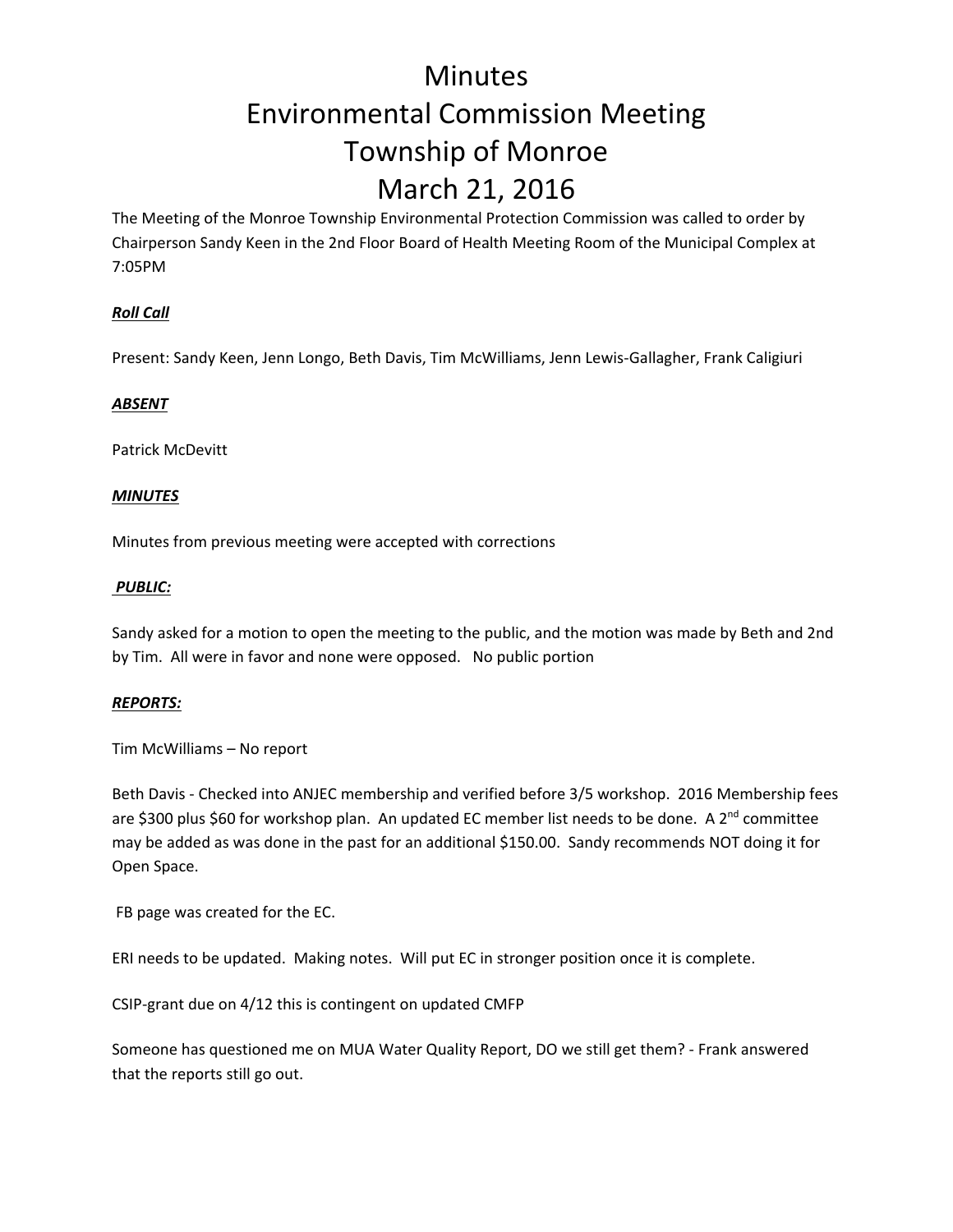# Minutes
# Environmental Commission Meeting
# Township of Monroe
# March 21, 2016

The Meeting of the Monroe Township Environmental Protection Commission was called to order by Chairperson Sandy Keen in the 2nd Floor Board of Health Meeting Room of the Municipal Complex at 7:05PM

***Roll Call***

Present: Sandy Keen, Jenn Longo, Beth Davis, Tim McWilliams, Jenn Lewis-Gallagher, Frank Caligiuri

***ABSENT***

Patrick McDevitt

***MINUTES***

Minutes from previous meeting were accepted with corrections

***PUBLIC:***

Sandy asked for a motion to open the meeting to the public, and the motion was made by Beth and 2nd by Tim. All were in favor and none were opposed. No public portion

***REPORTS:***

Tim McWilliams – No report

Beth Davis - Checked into ANJEC membership and verified before 3/5 workshop. 2016 Membership fees are $300 plus $60 for workshop plan. An updated EC member list needs to be done. A 2nd committee may be added as was done in the past for an additional $150.00. Sandy recommends NOT doing it for Open Space.

FB page was created for the EC.

ERI needs to be updated. Making notes. Will put EC in stronger position once it is complete.

CSIP-grant due on 4/12 this is contingent on updated CMFP

Someone has questioned me on MUA Water Quality Report, DO we still get them? - Frank answered that the reports still go out.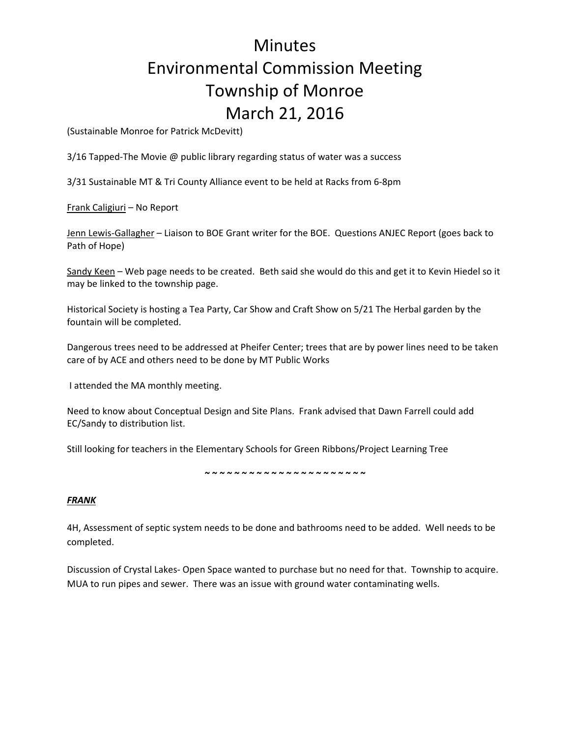# Minutes
# Environmental Commission Meeting
# Township of Monroe
# March 21, 2016

(Sustainable Monroe for Patrick McDevitt)

3/16 Tapped-The Movie @ public library regarding status of water was a success

3/31 Sustainable MT & Tri County Alliance event to be held at Racks from 6-8pm

<u>Frank Caligiuri</u> – No Report

<u>Jenn Lewis-Gallagher</u> – Liaison to BOE Grant writer for the BOE. Questions ANJEC Report (goes back to Path of Hope)

<u>Sandy Keen</u> – Web page needs to be created. Beth said she would do this and get it to Kevin Hiedel so it may be linked to the township page.

Historical Society is hosting a Tea Party, Car Show and Craft Show on 5/21 The Herbal garden by the fountain will be completed.

Dangerous trees need to be addressed at Pheifer Center; trees that are by power lines need to be taken care of by ACE and others need to be done by MT Public Works

I attended the MA monthly meeting.

Need to know about Conceptual Design and Site Plans. Frank advised that Dawn Farrell could add EC/Sandy to distribution list.

Still looking for teachers in the Elementary Schools for Green Ribbons/Project Learning Tree

~~~~~~~~~~~~~~~~~~~~~~~

***<u>FRANK</u>***

4H, Assessment of septic system needs to be done and bathrooms need to be added. Well needs to be completed.

Discussion of Crystal Lakes- Open Space wanted to purchase but no need for that. Township to acquire. MUA to run pipes and sewer. There was an issue with ground water contaminating wells.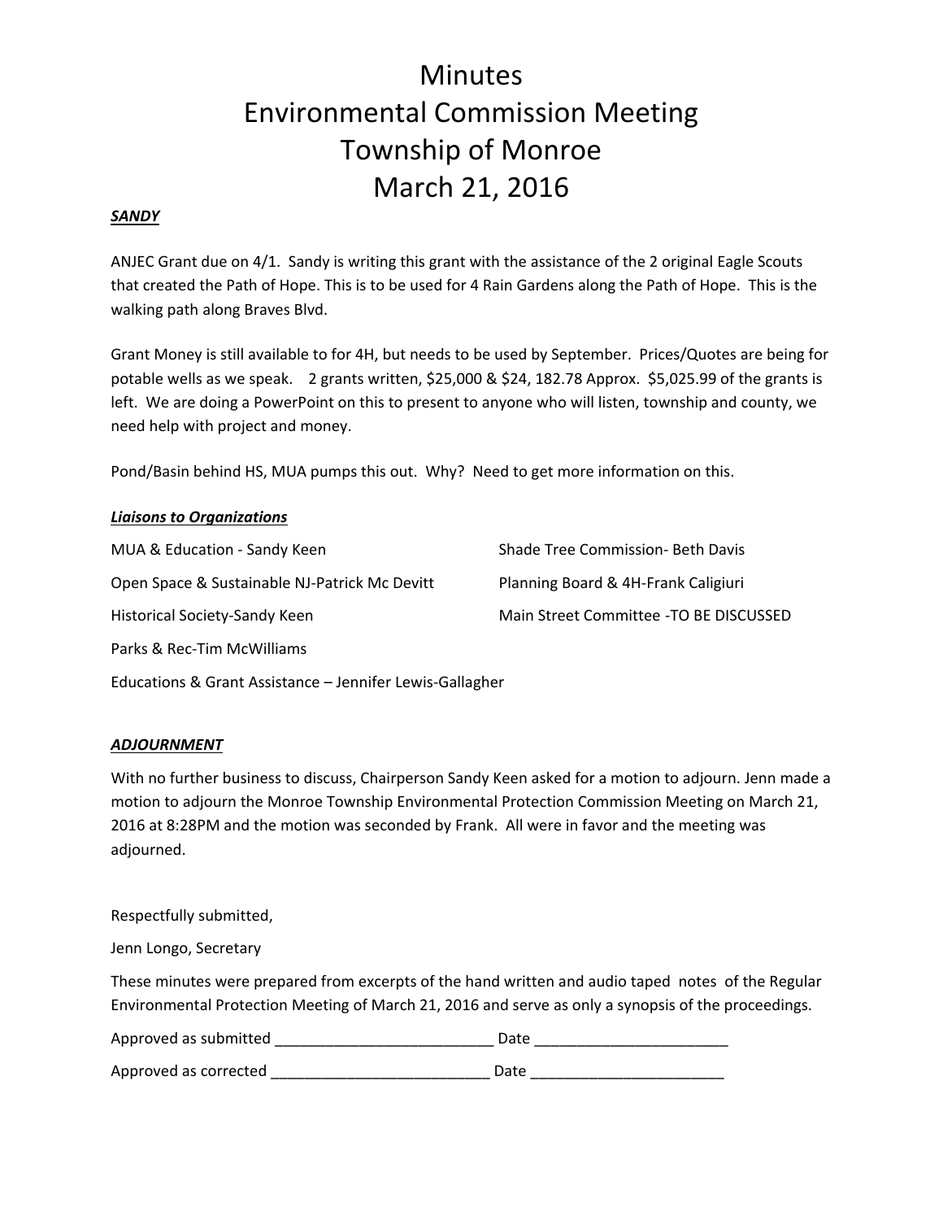# Minutes
# Environmental Commission Meeting
# Township of Monroe
# March 21, 2016

***SANDY***

ANJEC Grant due on 4/1. Sandy is writing this grant with the assistance of the 2 original Eagle Scouts that created the Path of Hope. This is to be used for 4 Rain Gardens along the Path of Hope. This is the walking path along Braves Blvd.

Grant Money is still available to for 4H, but needs to be used by September. Prices/Quotes are being for potable wells as we speak. 2 grants written, $25,000 & $24, 182.78 Approx. $5,025.99 of the grants is left. We are doing a PowerPoint on this to present to anyone who will listen, township and county, we need help with project and money.

Pond/Basin behind HS, MUA pumps this out. Why? Need to get more information on this.

***Liaisons to Organizations***

MUA & Education - Sandy Keen

Open Space & Sustainable NJ-Patrick Mc Devitt

Historical Society-Sandy Keen

Parks & Rec-Tim McWilliams

Educations & Grant Assistance – Jennifer Lewis-Gallagher

Shade Tree Commission- Beth Davis

Planning Board & 4H-Frank Caligiuri

Main Street Committee -TO BE DISCUSSED

***ADJOURNMENT***

With no further business to discuss, Chairperson Sandy Keen asked for a motion to adjourn. Jenn made a motion to adjourn the Monroe Township Environmental Protection Commission Meeting on March 21, 2016 at 8:28PM and the motion was seconded by Frank. All were in favor and the meeting was adjourned.

Respectfully submitted,

Jenn Longo, Secretary

These minutes were prepared from excerpts of the hand written and audio taped notes of the Regular Environmental Protection Meeting of March 21, 2016 and serve as only a synopsis of the proceedings.

Approved as submitted __________________________ Date _______________________

Approved as corrected __________________________ Date _______________________